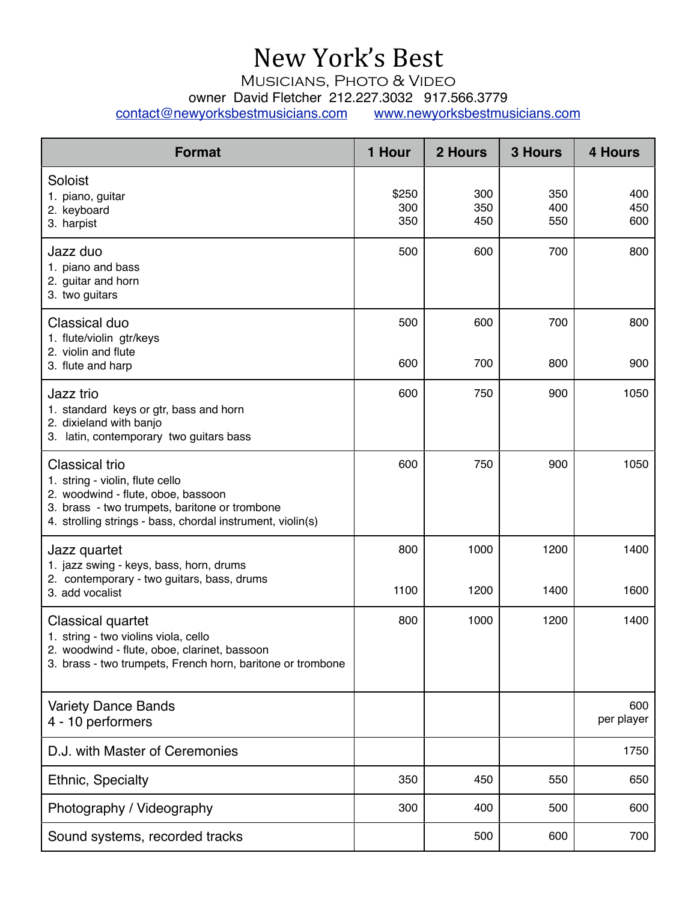# New York's Best

## Musicians, Photo & Video

owner David Fletcher 212.227.3032 917.566.3779

contact@newyorksbestmusicians.com www.newyorksbestmusicians.com

| Format | 1 Hour | 2 Hours | 3 Hours | 4 Hours |
|---|---|---|---|---|
| **Soloist**<br>1. piano, guitar<br>2. keyboard<br>3. harpist | <br>$250<br>300<br>350 | <br>300<br>350<br>450 | <br>350<br>400<br>550 | <br>400<br>450<br>600 |
| **Jazz duo**<br>1. piano and bass<br>2. guitar and horn<br>3. two guitars | 500 | 600 | 700 | 800 |
| **Classical duo**<br>1. flute/violin gtr/keys<br>2. violin and flute<br>3. flute and harp | 500<br><br>600 | 600<br><br>700 | 700<br><br>800 | 800<br><br>900 |
| **Jazz trio**<br>1. standard keys or gtr, bass and horn<br>2. dixieland with banjo<br>3. latin, contemporary two guitars bass | 600 | 750 | 900 | 1050 |
| **Classical trio**<br>1. string - violin, flute cello<br>2. woodwind - flute, oboe, bassoon<br>3. brass - two trumpets, baritone or trombone<br>4. strolling strings - bass, chordal instrument, violin(s) | 600 | 750 | 900 | 1050 |
| **Jazz quartet**<br>1. jazz swing - keys, bass, horn, drums<br>2. contemporary - two guitars, bass, drums<br>3. add vocalist | 800<br><br>1100 | 1000<br><br>1200 | 1200<br><br>1400 | 1400<br><br>1600 |
| **Classical quartet**<br>1. string - two violins viola, cello<br>2. woodwind - flute, oboe, clarinet, bassoon<br>3. brass - two trumpets, French horn, baritone or trombone | 800 | 1000 | 1200 | 1400 |
| **Variety Dance Bands**<br>4 - 10 performers | | | | 600<br>per player |
| **D.J. with Master of Ceremonies** | | | | 1750 |
| **Ethnic, Specialty** | 350 | 450 | 550 | 650 |
| **Photography / Videography** | 300 | 400 | 500 | 600 |
| **Sound systems, recorded tracks** | | 500 | 600 | 700 |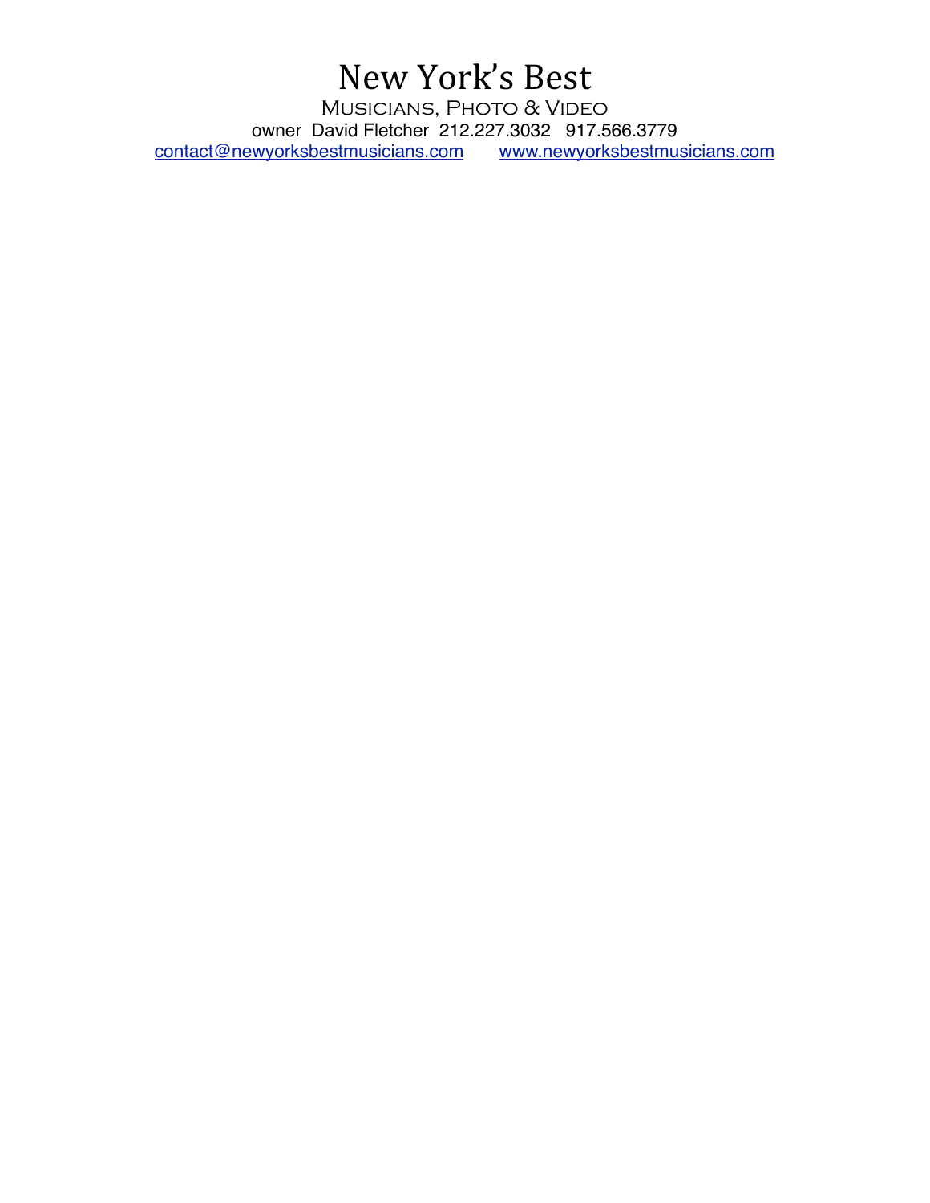# New York's Best

Musicians, Photo & Video

owner David Fletcher 212.227.3032 917.566.3779

contact@newyorksbestmusicians.com www.newyorksbestmusicians.com